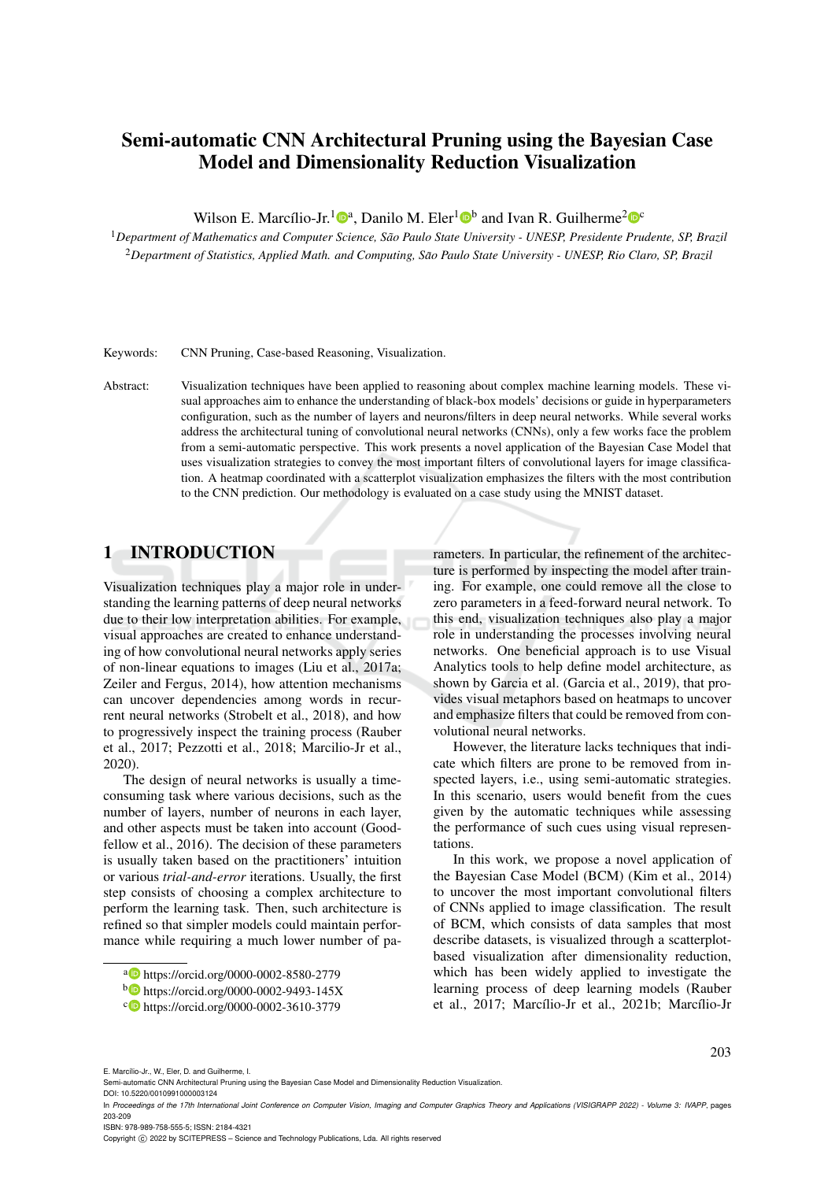# Semi-automatic CNN Architectural Pruning using the Bayesian Case Model and Dimensionality Reduction Visualization

Wilson E. Marcílio-Jr.[1][a], Danilo M. Eler[1][b] and Ivan R. Guilherme[2][c]

[1]*Department of Mathematics and Computer Science, São Paulo State University - UNESP, Presidente Prudente, SP, Brazil*
[2]*Department of Statistics, Applied Math. and Computing, São Paulo State University - UNESP, Rio Claro, SP, Brazil*

Keywords: CNN Pruning, Case-based Reasoning, Visualization.

Abstract: Visualization techniques have been applied to reasoning about complex machine learning models. These visual approaches aim to enhance the understanding of black-box models' decisions or guide in hyperparameters configuration, such as the number of layers and neurons/filters in deep neural networks. While several works address the architectural tuning of convolutional neural networks (CNNs), only a few works face the problem from a semi-automatic perspective. This work presents a novel application of the Bayesian Case Model that uses visualization strategies to convey the most important filters of convolutional layers for image classification. A heatmap coordinated with a scatterplot visualization emphasizes the filters with the most contribution to the CNN prediction. Our methodology is evaluated on a case study using the MNIST dataset.

## 1 INTRODUCTION

Visualization techniques play a major role in understanding the learning patterns of deep neural networks due to their low interpretation abilities. For example, visual approaches are created to enhance understanding of how convolutional neural networks apply series of non-linear equations to images (Liu et al., 2017a; Zeiler and Fergus, 2014), how attention mechanisms can uncover dependencies among words in recurrent neural networks (Strobelt et al., 2018), and how to progressively inspect the training process (Rauber et al., 2017; Pezzotti et al., 2018; Marcilio-Jr et al., 2020).

The design of neural networks is usually a time-consuming task where various decisions, such as the number of layers, number of neurons in each layer, and other aspects must be taken into account (Goodfellow et al., 2016). The decision of these parameters is usually taken based on the practitioners' intuition or various *trial-and-error* iterations. Usually, the first step consists of choosing a complex architecture to perform the learning task. Then, such architecture is refined so that simpler models could maintain performance while requiring a much lower number of parameters. In particular, the refinement of the architecture is performed by inspecting the model after training. For example, one could remove all the close to zero parameters in a feed-forward neural network. To this end, visualization techniques also play a major role in understanding the processes involving neural networks. One beneficial approach is to use Visual Analytics tools to help define model architecture, as shown by Garcia et al. (Garcia et al., 2019), that provides visual metaphors based on heatmaps to uncover and emphasize filters that could be removed from convolutional neural networks.

However, the literature lacks techniques that indicate which filters are prone to be removed from inspected layers, i.e., using semi-automatic strategies. In this scenario, users would benefit from the cues given by the automatic techniques while assessing the performance of such cues using visual representations.

In this work, we propose a novel application of the Bayesian Case Model (BCM) (Kim et al., 2014) to uncover the most important convolutional filters of CNNs applied to image classification. The result of BCM, which consists of data samples that most describe datasets, is visualized through a scatterplot-based visualization after dimensionality reduction, which has been widely applied to investigate the learning process of deep learning models (Rauber et al., 2017; Marcílio-Jr et al., 2021b; Marcílio-Jr

[a] https://orcid.org/0000-0002-8580-2779
[b] https://orcid.org/0000-0002-9493-145X
[c] https://orcid.org/0000-0002-3610-3779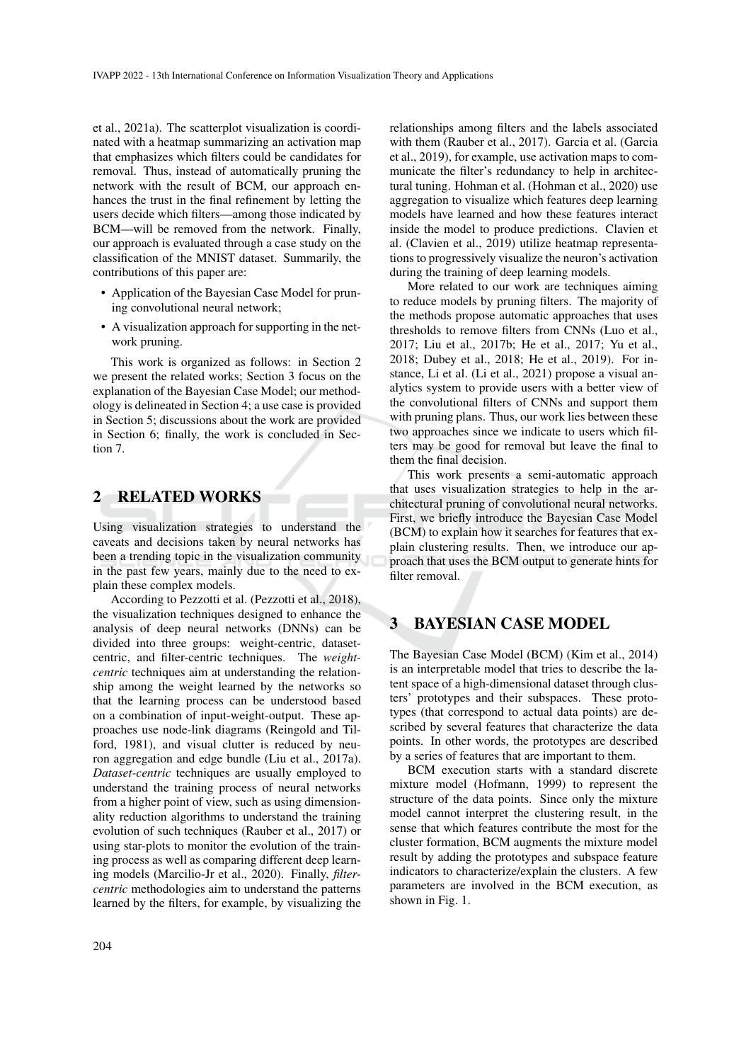et al., 2021a). The scatterplot visualization is coordinated with a heatmap summarizing an activation map that emphasizes which filters could be candidates for removal. Thus, instead of automatically pruning the network with the result of BCM, our approach enhances the trust in the final refinement by letting the users decide which filters—among those indicated by BCM—will be removed from the network. Finally, our approach is evaluated through a case study on the classification of the MNIST dataset. Summarily, the contributions of this paper are:

- Application of the Bayesian Case Model for pruning convolutional neural network;
- A visualization approach for supporting in the network pruning.

This work is organized as follows: in Section 2 we present the related works; Section 3 focus on the explanation of the Bayesian Case Model; our methodology is delineated in Section 4; a use case is provided in Section 5; discussions about the work are provided in Section 6; finally, the work is concluded in Section 7.

## 2 RELATED WORKS

Using visualization strategies to understand the caveats and decisions taken by neural networks has been a trending topic in the visualization community in the past few years, mainly due to the need to explain these complex models.

According to Pezzotti et al. (Pezzotti et al., 2018), the visualization techniques designed to enhance the analysis of deep neural networks (DNNs) can be divided into three groups: weight-centric, dataset-centric, and filter-centric techniques. The *weight-centric* techniques aim at understanding the relationship among the weight learned by the networks so that the learning process can be understood based on a combination of input-weight-output. These approaches use node-link diagrams (Reingold and Tilford, 1981), and visual clutter is reduced by neuron aggregation and edge bundle (Liu et al., 2017a). *Dataset-centric* techniques are usually employed to understand the training process of neural networks from a higher point of view, such as using dimensionality reduction algorithms to understand the training evolution of such techniques (Rauber et al., 2017) or using star-plots to monitor the evolution of the training process as well as comparing different deep learning models (Marcilio-Jr et al., 2020). Finally, *filter-centric* methodologies aim to understand the patterns learned by the filters, for example, by visualizing the relationships among filters and the labels associated with them (Rauber et al., 2017). Garcia et al. (Garcia et al., 2019), for example, use activation maps to communicate the filter's redundancy to help in architectural tuning. Hohman et al. (Hohman et al., 2020) use aggregation to visualize which features deep learning models have learned and how these features interact inside the model to produce predictions. Clavien et al. (Clavien et al., 2019) utilize heatmap representations to progressively visualize the neuron's activation during the training of deep learning models.

More related to our work are techniques aiming to reduce models by pruning filters. The majority of the methods propose automatic approaches that uses thresholds to remove filters from CNNs (Luo et al., 2017; Liu et al., 2017b; He et al., 2017; Yu et al., 2018; Dubey et al., 2018; He et al., 2019). For instance, Li et al. (Li et al., 2021) propose a visual analytics system to provide users with a better view of the convolutional filters of CNNs and support them with pruning plans. Thus, our work lies between these two approaches since we indicate to users which filters may be good for removal but leave the final to them the final decision.

This work presents a semi-automatic approach that uses visualization strategies to help in the architectural pruning of convolutional neural networks. First, we briefly introduce the Bayesian Case Model (BCM) to explain how it searches for features that explain clustering results. Then, we introduce our approach that uses the BCM output to generate hints for filter removal.

## 3 BAYESIAN CASE MODEL

The Bayesian Case Model (BCM) (Kim et al., 2014) is an interpretable model that tries to describe the latent space of a high-dimensional dataset through clusters' prototypes and their subspaces. These prototypes (that correspond to actual data points) are described by several features that characterize the data points. In other words, the prototypes are described by a series of features that are important to them.

BCM execution starts with a standard discrete mixture model (Hofmann, 1999) to represent the structure of the data points. Since only the mixture model cannot interpret the clustering result, in the sense that which features contribute the most for the cluster formation, BCM augments the mixture model result by adding the prototypes and subspace feature indicators to characterize/explain the clusters. A few parameters are involved in the BCM execution, as shown in Fig. 1.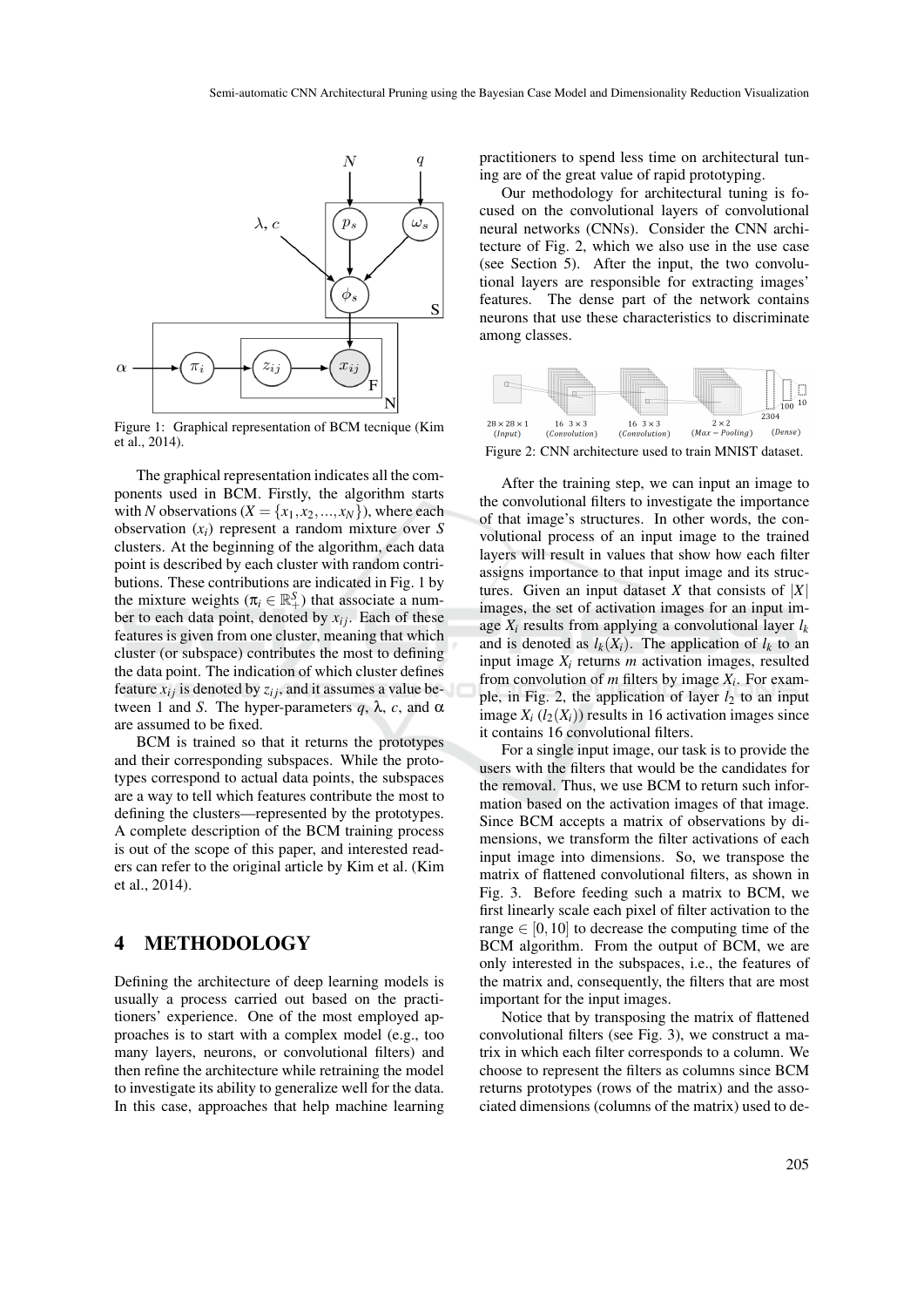Figure 1: Graphical representation of BCM tecnique (Kim et al., 2014).

The graphical representation indicates all the components used in BCM. Firstly, the algorithm starts with $N$ observations ($X = \{x_1, x_2, ..., x_N\}$), where each observation ($x_i$) represent a random mixture over $S$ clusters. At the beginning of the algorithm, each data point is described by each cluster with random contributions. These contributions are indicated in Fig. 1 by the mixture weights ($\pi_i \in \mathbb{R}_+^S$) that associate a number to each data point, denoted by $x_{ij}$. Each of these features is given from one cluster, meaning that which cluster (or subspace) contributes the most to defining the data point. The indication of which cluster defines feature $x_{ij}$ is denoted by $z_{ij}$, and it assumes a value between 1 and $S$. The hyper-parameters $q$, $\lambda$, $c$, and $\alpha$ are assumed to be fixed.

BCM is trained so that it returns the prototypes and their corresponding subspaces. While the prototypes correspond to actual data points, the subspaces are a way to tell which features contribute the most to defining the clusters—represented by the prototypes. A complete description of the BCM training process is out of the scope of this paper, and interested readers can refer to the original article by Kim et al. (Kim et al., 2014).

## 4 METHODOLOGY

Defining the architecture of deep learning models is usually a process carried out based on the practitioners' experience. One of the most employed approaches is to start with a complex model (e.g., too many layers, neurons, or convolutional filters) and then refine the architecture while retraining the model to investigate its ability to generalize well for the data. In this case, approaches that help machine learning practitioners to spend less time on architectural tuning are of the great value of rapid prototyping.

Our methodology for architectural tuning is focused on the convolutional layers of convolutional neural networks (CNNs). Consider the CNN architecture of Fig. 2, which we also use in the use case (see Section 5). After the input, the two convolutional layers are responsible for extracting images' features. The dense part of the network contains neurons that use these characteristics to discriminate among classes.

Figure 2: CNN architecture used to train MNIST dataset.

After the training step, we can input an image to the convolutional filters to investigate the importance of that image's structures. In other words, the convolutional process of an input image to the trained layers will result in values that show how each filter assigns importance to that input image and its structures. Given an input dataset $X$ that consists of $|X|$ images, the set of activation images for an input image $X_i$ results from applying a convolutional layer $l_k$ and is denoted as $l_k(X_i)$. The application of $l_k$ to an input image $X_i$ returns $m$ activation images, resulted from convolution of $m$ filters by image $X_i$. For example, in Fig. 2, the application of layer $l_2$ to an input image $X_i$ ($l_2(X_i)$) results in 16 activation images since it contains 16 convolutional filters.

For a single input image, our task is to provide the users with the filters that would be the candidates for the removal. Thus, we use BCM to return such information based on the activation images of that image. Since BCM accepts a matrix of observations by dimensions, we transform the filter activations of each input image into dimensions. So, we transpose the matrix of flattened convolutional filters, as shown in Fig. 3. Before feeding such a matrix to BCM, we first linearly scale each pixel of filter activation to the range $\in [0, 10]$ to decrease the computing time of the BCM algorithm. From the output of BCM, we are only interested in the subspaces, i.e., the features of the matrix and, consequently, the filters that are most important for the input images.

Notice that by transposing the matrix of flattened convolutional filters (see Fig. 3), we construct a matrix in which each filter corresponds to a column. We choose to represent the filters as columns since BCM returns prototypes (rows of the matrix) and the associated dimensions (columns of the matrix) used to de-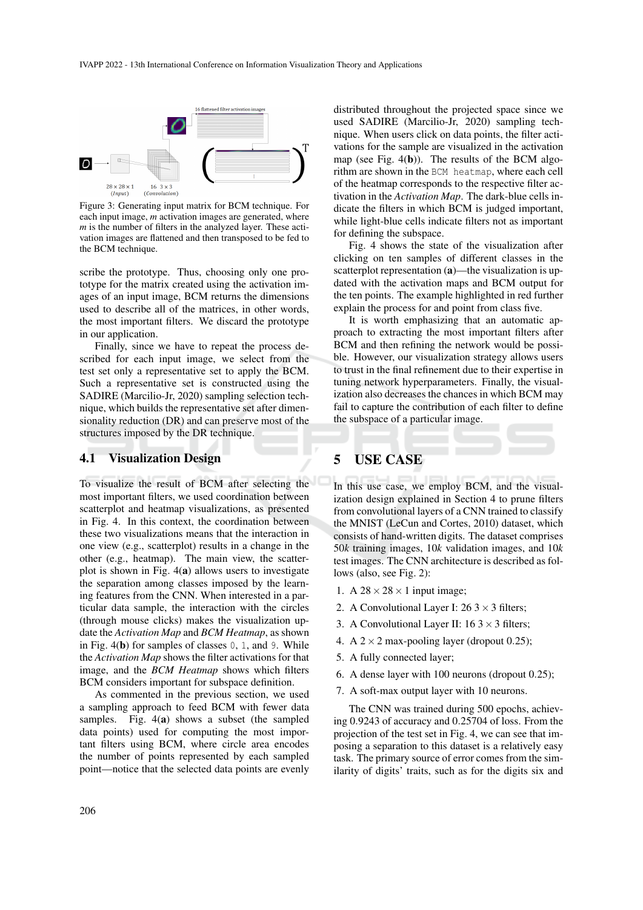Figure 3: Generating input matrix for BCM technique. For each input image, $m$ activation images are generated, where $m$ is the number of filters in the analyzed layer. These activation images are flattened and then transposed to be fed to the BCM technique.

scribe the prototype. Thus, choosing only one prototype for the matrix created using the activation images of an input image, BCM returns the dimensions used to describe all of the matrices, in other words, the most important filters. We discard the prototype in our application.

Finally, since we have to repeat the process described for each input image, we select from the test set only a representative set to apply the BCM. Such a representative set is constructed using the SADIRE (Marcilio-Jr, 2020) sampling selection technique, which builds the representative set after dimensionality reduction (DR) and can preserve most of the structures imposed by the DR technique.

### 4.1 Visualization Design

To visualize the result of BCM after selecting the most important filters, we used coordination between scatterplot and heatmap visualizations, as presented in Fig. 4. In this context, the coordination between these two visualizations means that the interaction in one view (e.g., scatterplot) results in a change in the other (e.g., heatmap). The main view, the scatterplot is shown in Fig. 4(**a**) allows users to investigate the separation among classes imposed by the learning features from the CNN. When interested in a particular data sample, the interaction with the circles (through mouse clicks) makes the visualization update the *Activation Map* and *BCM Heatmap*, as shown in Fig. 4(**b**) for samples of classes `0`, `1`, and `9`. While the *Activation Map* shows the filter activations for that image, and the *BCM Heatmap* shows which filters BCM considers important for subspace definition.

As commented in the previous section, we used a sampling approach to feed BCM with fewer data samples. Fig. 4(**a**) shows a subset (the sampled data points) used for computing the most important filters using BCM, where circle area encodes the number of points represented by each sampled point—notice that the selected data points are evenly distributed throughout the projected space since we used SADIRE (Marcilio-Jr, 2020) sampling technique. When users click on data points, the filter activations for the sample are visualized in the activation map (see Fig. 4(**b**)). The results of the BCM algorithm are shown in the `BCM heatmap`, where each cell of the heatmap corresponds to the respective filter activation in the *Activation Map*. The dark-blue cells indicate the filters in which BCM is judged important, while light-blue cells indicate filters not as important for defining the subspace.

Fig. 4 shows the state of the visualization after clicking on ten samples of different classes in the scatterplot representation (**a**)—the visualization is updated with the activation maps and BCM output for the ten points. The example highlighted in red further explain the process for and point from class five.

It is worth emphasizing that an automatic approach to extracting the most important filters after BCM and then refining the network would be possible. However, our visualization strategy allows users to trust in the final refinement due to their expertise in tuning network hyperparameters. Finally, the visualization also decreases the chances in which BCM may fail to capture the contribution of each filter to define the subspace of a particular image.

## 5 USE CASE

In this use case, we employ BCM, and the visualization design explained in Section 4 to prune filters from convolutional layers of a CNN trained to classify the MNIST (LeCun and Cortes, 2010) dataset, which consists of hand-written digits. The dataset comprises 50$k$ training images, 10$k$ validation images, and 10$k$ test images. The CNN architecture is described as follows (also, see Fig. 2):

1. A $28 \times 28 \times 1$ input image;
2. A Convolutional Layer I: 26 $3 \times 3$ filters;
3. A Convolutional Layer II: 16 $3 \times 3$ filters;
4. A $2 \times 2$ max-pooling layer (dropout 0.25);
5. A fully connected layer;
6. A dense layer with 100 neurons (dropout 0.25);
7. A soft-max output layer with 10 neurons.

The CNN was trained during 500 epochs, achieving 0.9243 of accuracy and 0.25704 of loss. From the projection of the test set in Fig. 4, we can see that imposing a separation to this dataset is a relatively easy task. The primary source of error comes from the similarity of digits' traits, such as for the digits six and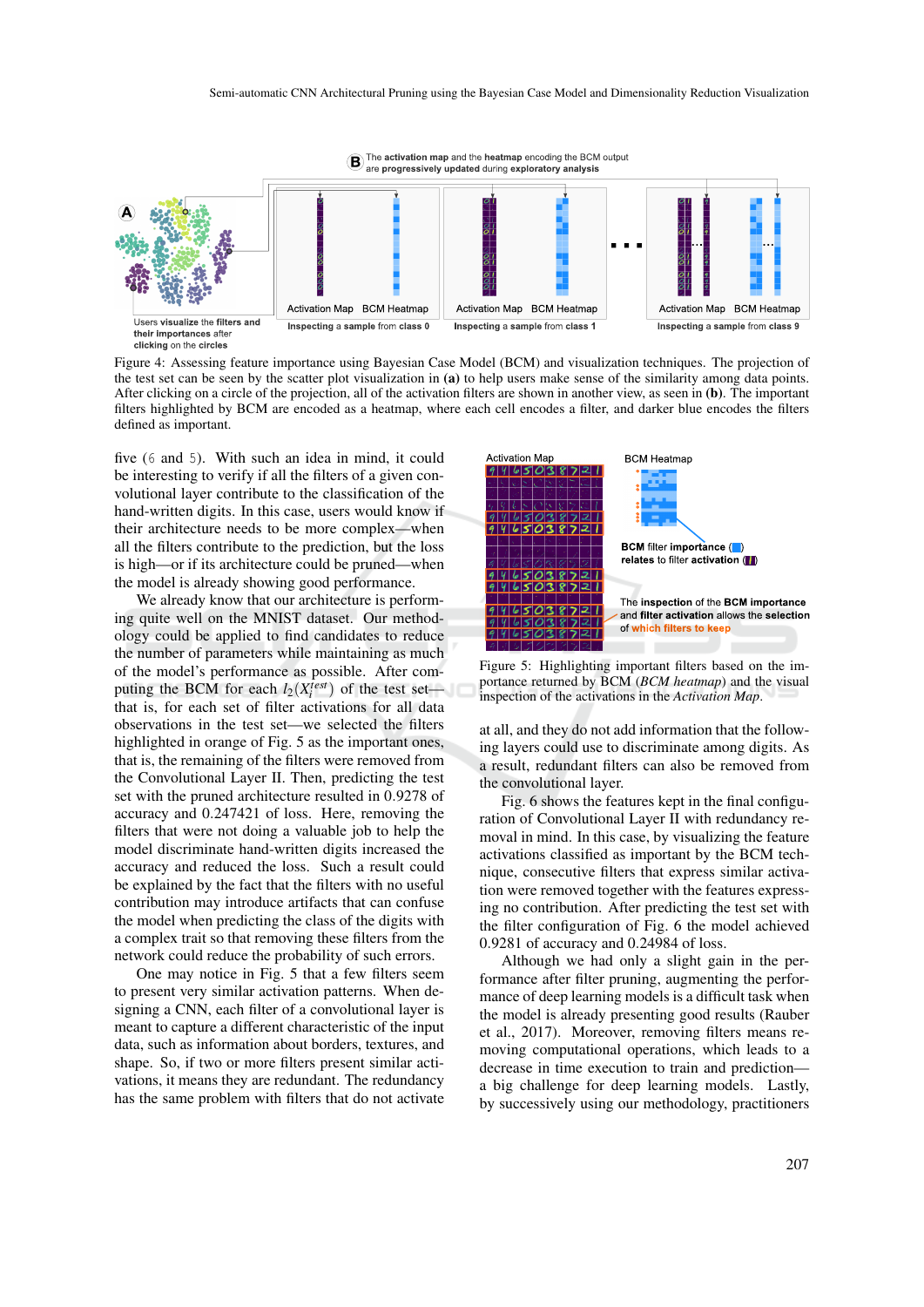Figure 4: Assessing feature importance using Bayesian Case Model (BCM) and visualization techniques. The projection of the test set can be seen by the scatter plot visualization in **(a)** to help users make sense of the similarity among data points. After clicking on a circle of the projection, all of the activation filters are shown in another view, as seen in **(b)**. The important filters highlighted by BCM are encoded as a heatmap, where each cell encodes a filter, and darker blue encodes the filters defined as important.

five (6 and 5). With such an idea in mind, it could be interesting to verify if all the filters of a given convolutional layer contribute to the classification of the hand-written digits. In this case, users would know if their architecture needs to be more complex—when all the filters contribute to the prediction, but the loss is high—or if its architecture could be pruned—when the model is already showing good performance.

We already know that our architecture is performing quite well on the MNIST dataset. Our methodology could be applied to find candidates to reduce the number of parameters while maintaining as much of the model's performance as possible. After computing the BCM for each $l_2(X_i^{test})$ of the test set—that is, for each set of filter activations for all data observations in the test set—we selected the filters highlighted in orange of Fig. 5 as the important ones, that is, the remaining of the filters were removed from the Convolutional Layer II. Then, predicting the test set with the pruned architecture resulted in 0.9278 of accuracy and 0.247421 of loss. Here, removing the filters that were not doing a valuable job to help the model discriminate hand-written digits increased the accuracy and reduced the loss. Such a result could be explained by the fact that the filters with no useful contribution may introduce artifacts that can confuse the model when predicting the class of the digits with a complex trait so that removing these filters from the network could reduce the probability of such errors.

One may notice in Fig. 5 that a few filters seem to present very similar activation patterns. When designing a CNN, each filter of a convolutional layer is meant to capture a different characteristic of the input data, such as information about borders, textures, and shape. So, if two or more filters present similar activations, it means they are redundant. The redundancy has the same problem with filters that do not activate

Figure 5: Highlighting important filters based on the importance returned by BCM (*BCM heatmap*) and the visual inspection of the activations in the *Activation Map*.

at all, and they do not add information that the following layers could use to discriminate among digits. As a result, redundant filters can also be removed from the convolutional layer.

Fig. 6 shows the features kept in the final configuration of Convolutional Layer II with redundancy removal in mind. In this case, by visualizing the feature activations classified as important by the BCM technique, consecutive filters that express similar activation were removed together with the features expressing no contribution. After predicting the test set with the filter configuration of Fig. 6 the model achieved 0.9281 of accuracy and 0.24984 of loss.

Although we had only a slight gain in the performance after filter pruning, augmenting the performance of deep learning models is a difficult task when the model is already presenting good results (Rauber et al., 2017). Moreover, removing filters means removing computational operations, which leads to a decrease in time execution to train and prediction—a big challenge for deep learning models. Lastly, by successively using our methodology, practitioners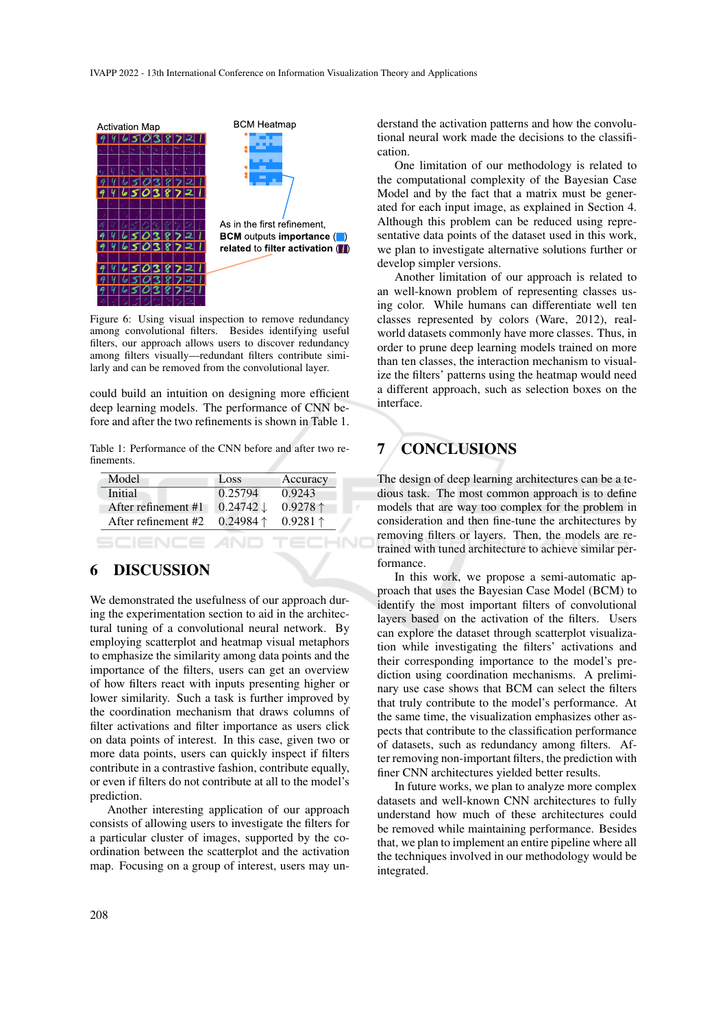Activation Map

BCM Heatmap

As in the first refinement, **BCM** outputs **importance** related to **filter activation**

Figure 6: Using visual inspection to remove redundancy among convolutional filters. Besides identifying useful filters, our approach allows users to discover redundancy among filters visually—redundant filters contribute similarly and can be removed from the convolutional layer.

could build an intuition on designing more efficient deep learning models. The performance of CNN before and after the two refinements is shown in Table 1.

Table 1: Performance of the CNN before and after two refinements.

| Model | Loss | Accuracy |
|---|---|---|
| Initial | 0.25794 | 0.9243 |
| After refinement #1 | 0.24742 ↓ | 0.9278 ↑ |
| After refinement #2 | 0.24984 ↑ | 0.9281 ↑ |

## 6 DISCUSSION

We demonstrated the usefulness of our approach during the experimentation section to aid in the architectural tuning of a convolutional neural network. By employing scatterplot and heatmap visual metaphors to emphasize the similarity among data points and the importance of the filters, users can get an overview of how filters react with inputs presenting higher or lower similarity. Such a task is further improved by the coordination mechanism that draws columns of filter activations and filter importance as users click on data points of interest. In this case, given two or more data points, users can quickly inspect if filters contribute in a contrastive fashion, contribute equally, or even if filters do not contribute at all to the model's prediction.

Another interesting application of our approach consists of allowing users to investigate the filters for a particular cluster of images, supported by the coordination between the scatterplot and the activation map. Focusing on a group of interest, users may understand the activation patterns and how the convolutional neural work made the decisions to the classification.

One limitation of our methodology is related to the computational complexity of the Bayesian Case Model and by the fact that a matrix must be generated for each input image, as explained in Section 4. Although this problem can be reduced using representative data points of the dataset used in this work, we plan to investigate alternative solutions further or develop simpler versions.

Another limitation of our approach is related to an well-known problem of representing classes using color. While humans can differentiate well ten classes represented by colors (Ware, 2012), real-world datasets commonly have more classes. Thus, in order to prune deep learning models trained on more than ten classes, the interaction mechanism to visualize the filters' patterns using the heatmap would need a different approach, such as selection boxes on the interface.

## 7 CONCLUSIONS

The design of deep learning architectures can be a tedious task. The most common approach is to define models that are way too complex for the problem in consideration and then fine-tune the architectures by removing filters or layers. Then, the models are retrained with tuned architecture to achieve similar performance.

In this work, we propose a semi-automatic approach that uses the Bayesian Case Model (BCM) to identify the most important filters of convolutional layers based on the activation of the filters. Users can explore the dataset through scatterplot visualization while investigating the filters' activations and their corresponding importance to the model's prediction using coordination mechanisms. A preliminary use case shows that BCM can select the filters that truly contribute to the model's performance. At the same time, the visualization emphasizes other aspects that contribute to the classification performance of datasets, such as redundancy among filters. After removing non-important filters, the prediction with finer CNN architectures yielded better results.

In future works, we plan to analyze more complex datasets and well-known CNN architectures to fully understand how much of these architectures could be removed while maintaining performance. Besides that, we plan to implement an entire pipeline where all the techniques involved in our methodology would be integrated.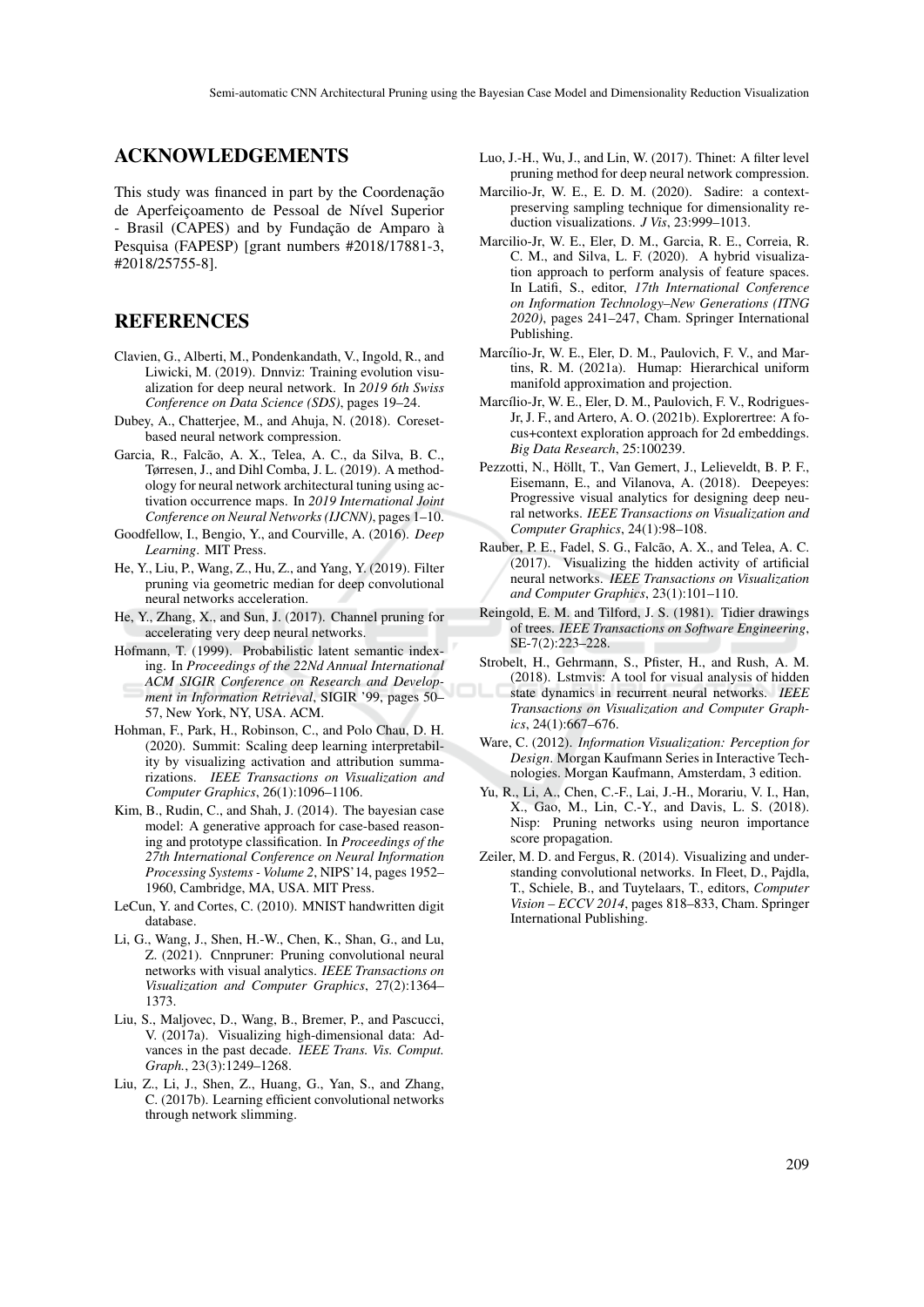## ACKNOWLEDGEMENTS

This study was financed in part by the Coordenação de Aperfeiçoamento de Pessoal de Nível Superior - Brasil (CAPES) and by Fundação de Amparo à Pesquisa (FAPESP) [grant numbers #2018/17881-3, #2018/25755-8].

## REFERENCES

Clavien, G., Alberti, M., Pondenkandath, V., Ingold, R., and Liwicki, M. (2019). Dnnviz: Training evolution visualization for deep neural network. In *2019 6th Swiss Conference on Data Science (SDS)*, pages 19–24.

Dubey, A., Chatterjee, M., and Ahuja, N. (2018). Coreset-based neural network compression.

Garcia, R., Falcão, A. X., Telea, A. C., da Silva, B. C., Tørresen, J., and Dihl Comba, J. L. (2019). A methodology for neural network architectural tuning using activation occurrence maps. In *2019 International Joint Conference on Neural Networks (IJCNN)*, pages 1–10.

Goodfellow, I., Bengio, Y., and Courville, A. (2016). *Deep Learning*. MIT Press.

He, Y., Liu, P., Wang, Z., Hu, Z., and Yang, Y. (2019). Filter pruning via geometric median for deep convolutional neural networks acceleration.

He, Y., Zhang, X., and Sun, J. (2017). Channel pruning for accelerating very deep neural networks.

Hofmann, T. (1999). Probabilistic latent semantic indexing. In *Proceedings of the 22Nd Annual International ACM SIGIR Conference on Research and Development in Information Retrieval*, SIGIR '99, pages 50–57, New York, NY, USA. ACM.

Hohman, F., Park, H., Robinson, C., and Polo Chau, D. H. (2020). Summit: Scaling deep learning interpretability by visualizing activation and attribution summarizations. *IEEE Transactions on Visualization and Computer Graphics*, 26(1):1096–1106.

Kim, B., Rudin, C., and Shah, J. (2014). The bayesian case model: A generative approach for case-based reasoning and prototype classification. In *Proceedings of the 27th International Conference on Neural Information Processing Systems - Volume 2*, NIPS'14, pages 1952–1960, Cambridge, MA, USA. MIT Press.

LeCun, Y. and Cortes, C. (2010). MNIST handwritten digit database.

Li, G., Wang, J., Shen, H.-W., Chen, K., Shan, G., and Lu, Z. (2021). Cnnpruner: Pruning convolutional neural networks with visual analytics. *IEEE Transactions on Visualization and Computer Graphics*, 27(2):1364–1373.

Liu, S., Maljovec, D., Wang, B., Bremer, P., and Pascucci, V. (2017a). Visualizing high-dimensional data: Advances in the past decade. *IEEE Trans. Vis. Comput. Graph.*, 23(3):1249–1268.

Liu, Z., Li, J., Shen, Z., Huang, G., Yan, S., and Zhang, C. (2017b). Learning efficient convolutional networks through network slimming.

Luo, J.-H., Wu, J., and Lin, W. (2017). Thinet: A filter level pruning method for deep neural network compression.

Marcilio-Jr, W. E., E. D. M. (2020). Sadire: a context-preserving sampling technique for dimensionality reduction visualizations. *J Vis*, 23:999–1013.

Marcilio-Jr, W. E., Eler, D. M., Garcia, R. E., Correia, R. C. M., and Silva, L. F. (2020). A hybrid visualization approach to perform analysis of feature spaces. In Latifi, S., editor, *17th International Conference on Information Technology–New Generations (ITNG 2020)*, pages 241–247, Cham. Springer International Publishing.

Marcílio-Jr, W. E., Eler, D. M., Paulovich, F. V., and Martins, R. M. (2021a). Humap: Hierarchical uniform manifold approximation and projection.

Marcílio-Jr, W. E., Eler, D. M., Paulovich, F. V., Rodrigues-Jr, J. F., and Artero, A. O. (2021b). Explorertree: A focus+context exploration approach for 2d embeddings. *Big Data Research*, 25:100239.

Pezzotti, N., Höllt, T., Van Gemert, J., Lelieveldt, B. P. F., Eisemann, E., and Vilanova, A. (2018). Deepeyes: Progressive visual analytics for designing deep neural networks. *IEEE Transactions on Visualization and Computer Graphics*, 24(1):98–108.

Rauber, P. E., Fadel, S. G., Falcão, A. X., and Telea, A. C. (2017). Visualizing the hidden activity of artificial neural networks. *IEEE Transactions on Visualization and Computer Graphics*, 23(1):101–110.

Reingold, E. M. and Tilford, J. S. (1981). Tidier drawings of trees. *IEEE Transactions on Software Engineering*, SE-7(2):223–228.

Strobelt, H., Gehrmann, S., Pfister, H., and Rush, A. M. (2018). Lstmvis: A tool for visual analysis of hidden state dynamics in recurrent neural networks. *IEEE Transactions on Visualization and Computer Graphics*, 24(1):667–676.

Ware, C. (2012). *Information Visualization: Perception for Design*. Morgan Kaufmann Series in Interactive Technologies. Morgan Kaufmann, Amsterdam, 3 edition.

Yu, R., Li, A., Chen, C.-F., Lai, J.-H., Morariu, V. I., Han, X., Gao, M., Lin, C.-Y., and Davis, L. S. (2018). Nisp: Pruning networks using neuron importance score propagation.

Zeiler, M. D. and Fergus, R. (2014). Visualizing and understanding convolutional networks. In Fleet, D., Pajdla, T., Schiele, B., and Tuytelaars, T., editors, *Computer Vision – ECCV 2014*, pages 818–833, Cham. Springer International Publishing.